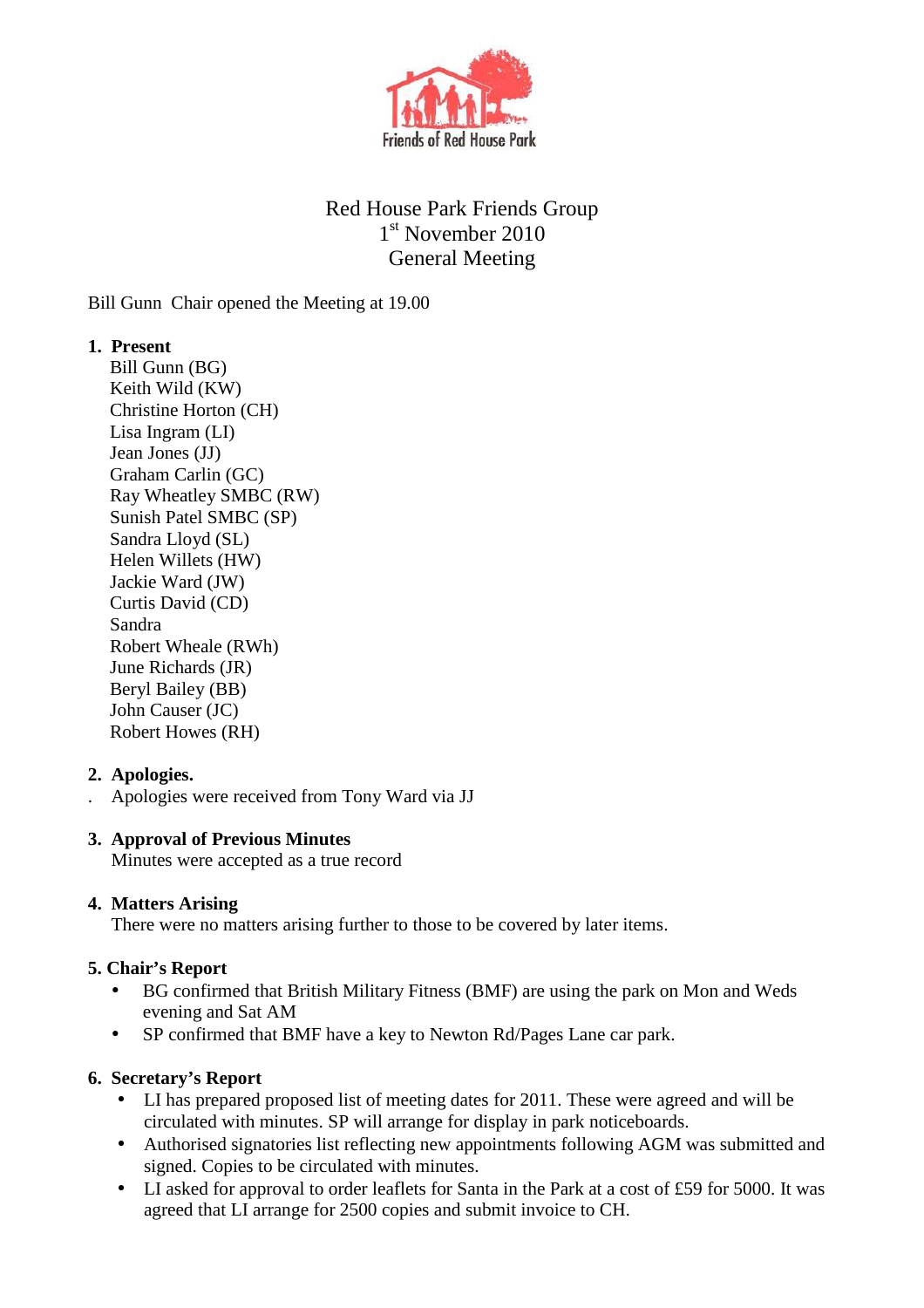Friends of Red House Park

# Red House Park Friends Group
## 1st November 2010
## General Meeting

Bill Gunn Chair opened the Meeting at 19.00

1. **Present**
   Bill Gunn (BG)
   Keith Wild (KW)
   Christine Horton (CH)
   Lisa Ingram (LI)
   Jean Jones (JJ)
   Graham Carlin (GC)
   Ray Wheatley SMBC (RW)
   Sunish Patel SMBC (SP)
   Sandra Lloyd (SL)
   Helen Willets (HW)
   Jackie Ward (JW)
   Curtis David (CD)
   Sandra
   Robert Wheale (RWh)
   June Richards (JR)
   Beryl Bailey (BB)
   John Causer (JC)
   Robert Howes (RH)

2. **Apologies.**
   Apologies were received from Tony Ward via JJ

3. **Approval of Previous Minutes**
   Minutes were accepted as a true record

4. **Matters Arising**
   There were no matters arising further to those to be covered by later items.

**5. Chair's Report**

- BG confirmed that British Military Fitness (BMF) are using the park on Mon and Weds evening and Sat AM
- SP confirmed that BMF have a key to Newton Rd/Pages Lane car park.

**6. Secretary's Report**

- LI has prepared proposed list of meeting dates for 2011. These were agreed and will be circulated with minutes. SP will arrange for display in park noticeboards.
- Authorised signatories list reflecting new appointments following AGM was submitted and signed. Copies to be circulated with minutes.
- LI asked for approval to order leaflets for Santa in the Park at a cost of £59 for 5000. It was agreed that LI arrange for 2500 copies and submit invoice to CH.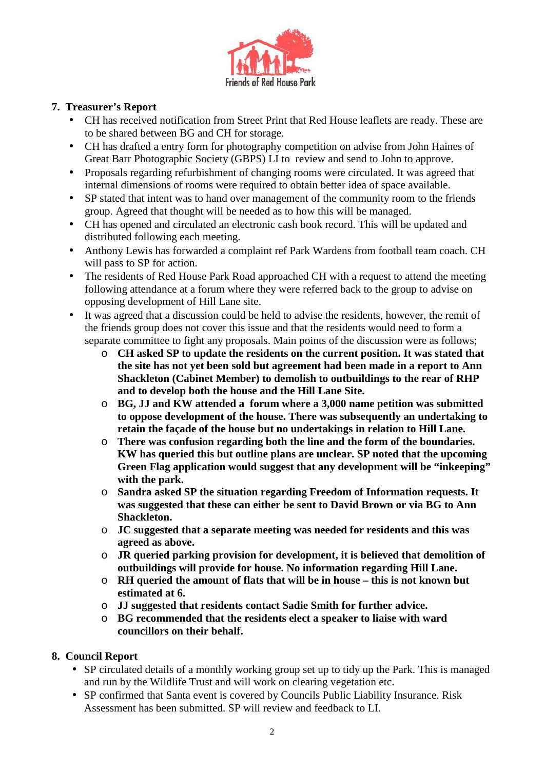Friends of Red House Park

## 7. Treasurer's Report

- CH has received notification from Street Print that Red House leaflets are ready. These are to be shared between BG and CH for storage.
- CH has drafted a entry form for photography competition on advise from John Haines of Great Barr Photographic Society (GBPS) LI to review and send to John to approve.
- Proposals regarding refurbishment of changing rooms were circulated. It was agreed that internal dimensions of rooms were required to obtain better idea of space available.
- SP stated that intent was to hand over management of the community room to the friends group. Agreed that thought will be needed as to how this will be managed.
- CH has opened and circulated an electronic cash book record. This will be updated and distributed following each meeting.
- Anthony Lewis has forwarded a complaint ref Park Wardens from football team coach. CH will pass to SP for action.
- The residents of Red House Park Road approached CH with a request to attend the meeting following attendance at a forum where they were referred back to the group to advise on opposing development of Hill Lane site.
- It was agreed that a discussion could be held to advise the residents, however, the remit of the friends group does not cover this issue and that the residents would need to form a separate committee to fight any proposals. Main points of the discussion were as follows;
    - **CH asked SP to update the residents on the current position. It was stated that the site has not yet been sold but agreement had been made in a report to Ann Shackleton (Cabinet Member) to demolish to outbuildings to the rear of RHP and to develop both the house and the Hill Lane Site.**
    - **BG, JJ and KW attended a forum where a 3,000 name petition was submitted to oppose development of the house. There was subsequently an undertaking to retain the façade of the house but no undertakings in relation to Hill Lane.**
    - **There was confusion regarding both the line and the form of the boundaries. KW has queried this but outline plans are unclear. SP noted that the upcoming Green Flag application would suggest that any development will be "inkeeping" with the park.**
    - **Sandra asked SP the situation regarding Freedom of Information requests. It was suggested that these can either be sent to David Brown or via BG to Ann Shackleton.**
    - **JC suggested that a separate meeting was needed for residents and this was agreed as above.**
    - **JR queried parking provision for development, it is believed that demolition of outbuildings will provide for house. No information regarding Hill Lane.**
    - **RH queried the amount of flats that will be in house – this is not known but estimated at 6.**
    - **JJ suggested that residents contact Sadie Smith for further advice.**
    - **BG recommended that the residents elect a speaker to liaise with ward councillors on their behalf.**

## 8. Council Report

- SP circulated details of a monthly working group set up to tidy up the Park. This is managed and run by the Wildlife Trust and will work on clearing vegetation etc.
- SP confirmed that Santa event is covered by Councils Public Liability Insurance. Risk Assessment has been submitted. SP will review and feedback to LI.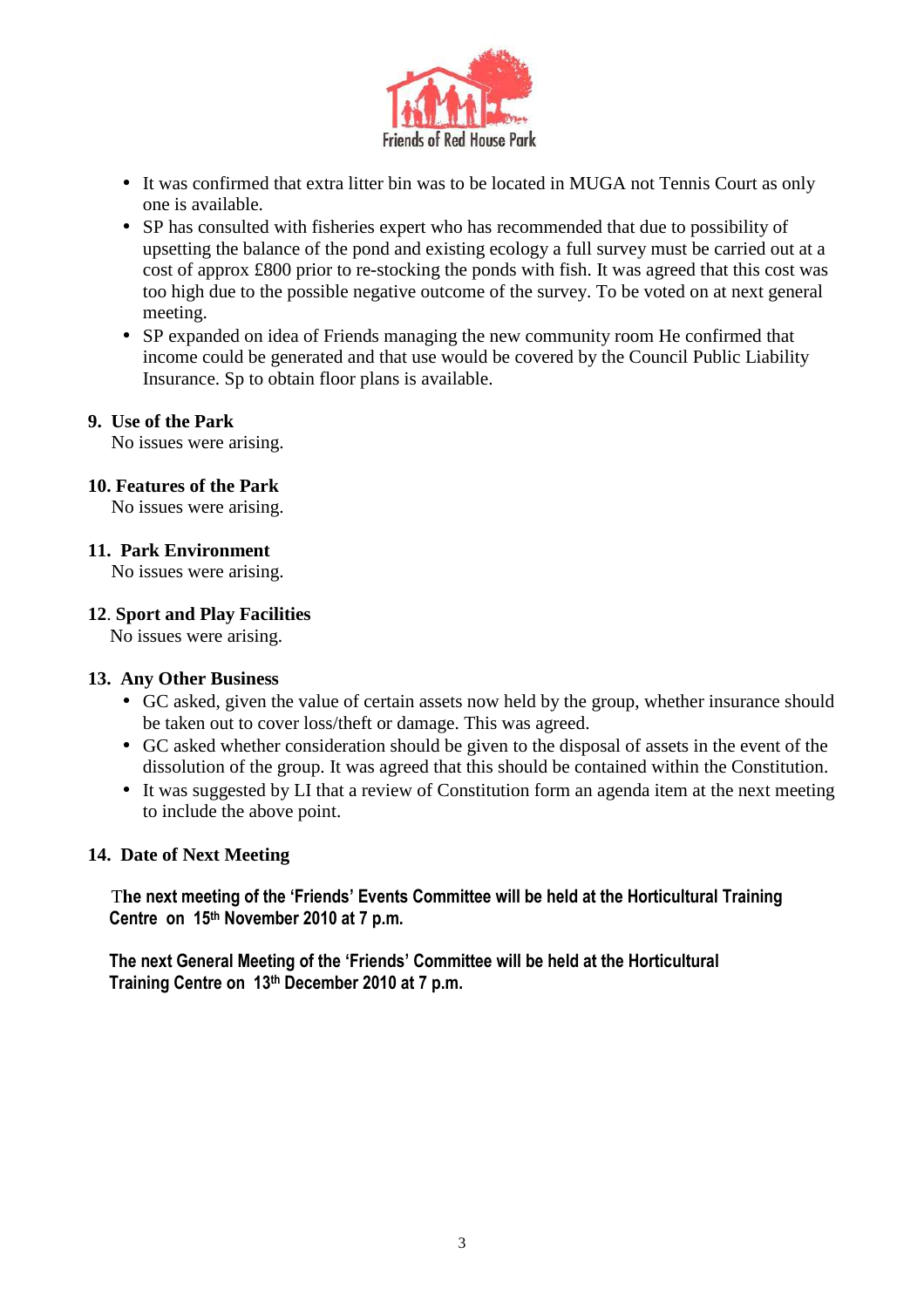- It was confirmed that extra litter bin was to be located in MUGA not Tennis Court as only one is available.
- SP has consulted with fisheries expert who has recommended that due to possibility of upsetting the balance of the pond and existing ecology a full survey must be carried out at a cost of approx £800 prior to re-stocking the ponds with fish. It was agreed that this cost was too high due to the possible negative outcome of the survey. To be voted on at next general meeting.
- SP expanded on idea of Friends managing the new community room He confirmed that income could be generated and that use would be covered by the Council Public Liability Insurance. Sp to obtain floor plans is available.

## 9. Use of the Park

No issues were arising.

## 10. Features of the Park

No issues were arising.

## 11. Park Environment

No issues were arising.

## 12. Sport and Play Facilities

No issues were arising.

## 13. Any Other Business

- GC asked, given the value of certain assets now held by the group, whether insurance should be taken out to cover loss/theft or damage. This was agreed.
- GC asked whether consideration should be given to the disposal of assets in the event of the dissolution of the group. It was agreed that this should be contained within the Constitution.
- It was suggested by LI that a review of Constitution form an agenda item at the next meeting to include the above point.

## 14. Date of Next Meeting

**The next meeting of the 'Friends' Events Committee will be held at the Horticultural Training Centre on 15th November 2010 at 7 p.m.**

**The next General Meeting of the 'Friends' Committee will be held at the Horticultural Training Centre on 13th December 2010 at 7 p.m.**